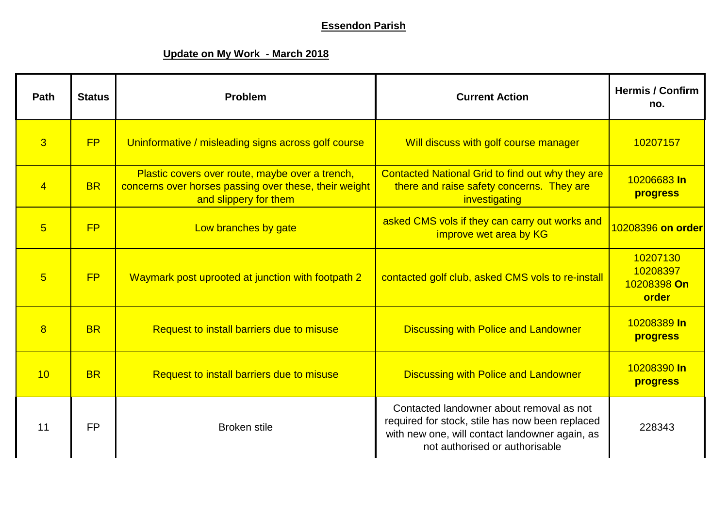**Essendon Parish**

**Update on My Work - March 2018**

| Path | Status | Problem | Current Action | Hermis / Confirm no. |
|---|---|---|---|---|
| 3 | FP | Uninformative / misleading signs across golf course | Will discuss with golf course manager | 10207157 |
| 4 | BR | Plastic covers over route, maybe over a trench, concerns over horses passing over these, their weight and slippery for them | Contacted National Grid to find out why they are there and raise safety concerns. They are investigating | 10206683 **In progress** |
| 5 | FP | Low branches by gate | asked CMS vols if they can carry out works and improve wet area by KG | 10208396 **on order** |
| 5 | FP | Waymark post uprooted at junction with footpath 2 | contacted golf club, asked CMS vols to re-install | 10207130 10208397 10208398 **On order** |
| 8 | BR | Request to install barriers due to misuse | Discussing with Police and Landowner | 10208389 **In progress** |
| 10 | BR | Request to install barriers due to misuse | Discussing with Police and Landowner | 10208390 **In progress** |
| 11 | FP | Broken stile | Contacted landowner about removal as not required for stock, stile has now been replaced with new one, will contact landowner again, as not authorised or authorisable | 228343 |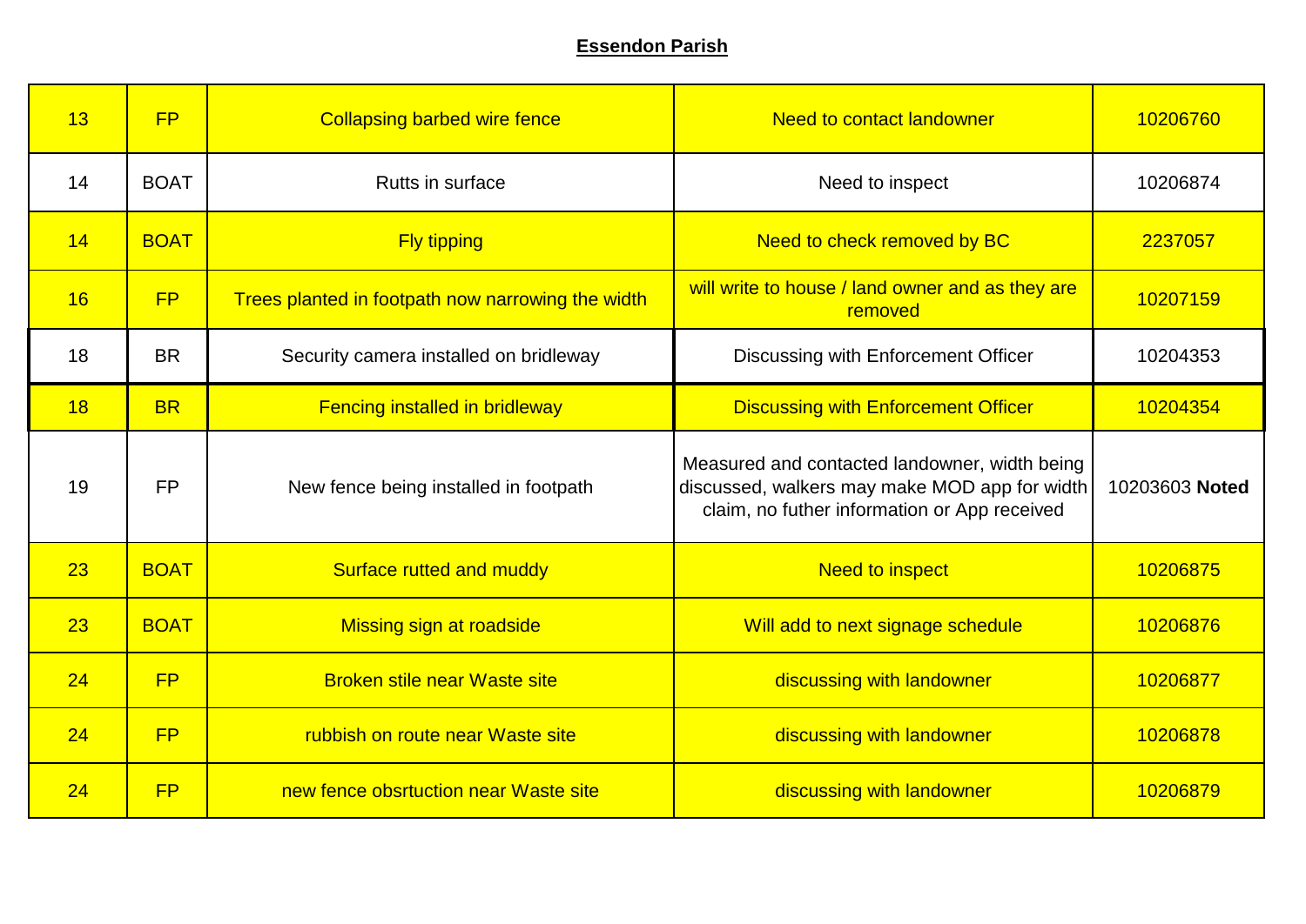**Essendon Parish**

| 13 | FP | Collapsing barbed wire fence | Need to contact landowner | 10206760 |
|---|---|---|---|---|
| 14 | BOAT | Rutts in surface | Need to inspect | 10206874 |
| 14 | BOAT | Fly tipping | Need to check removed by BC | 2237057 |
| 16 | FP | Trees planted in footpath now narrowing the width | will write to house / land owner and as they are removed | 10207159 |
| 18 | BR | Security camera installed on bridleway | Discussing with Enforcement Officer | 10204353 |
| 18 | BR | Fencing installed in bridleway | Discussing with Enforcement Officer | 10204354 |
| 19 | FP | New fence being installed in footpath | Measured and contacted landowner, width being discussed, walkers may make MOD app for width claim, no futher information or App received | 10203603 **Noted** |
| 23 | BOAT | Surface rutted and muddy | Need to inspect | 10206875 |
| 23 | BOAT | Missing sign at roadside | Will add to next signage schedule | 10206876 |
| 24 | FP | Broken stile near Waste site | discussing with landowner | 10206877 |
| 24 | FP | rubbish on route near Waste site | discussing with landowner | 10206878 |
| 24 | FP | new fence obsrtuction near Waste site | discussing with landowner | 10206879 |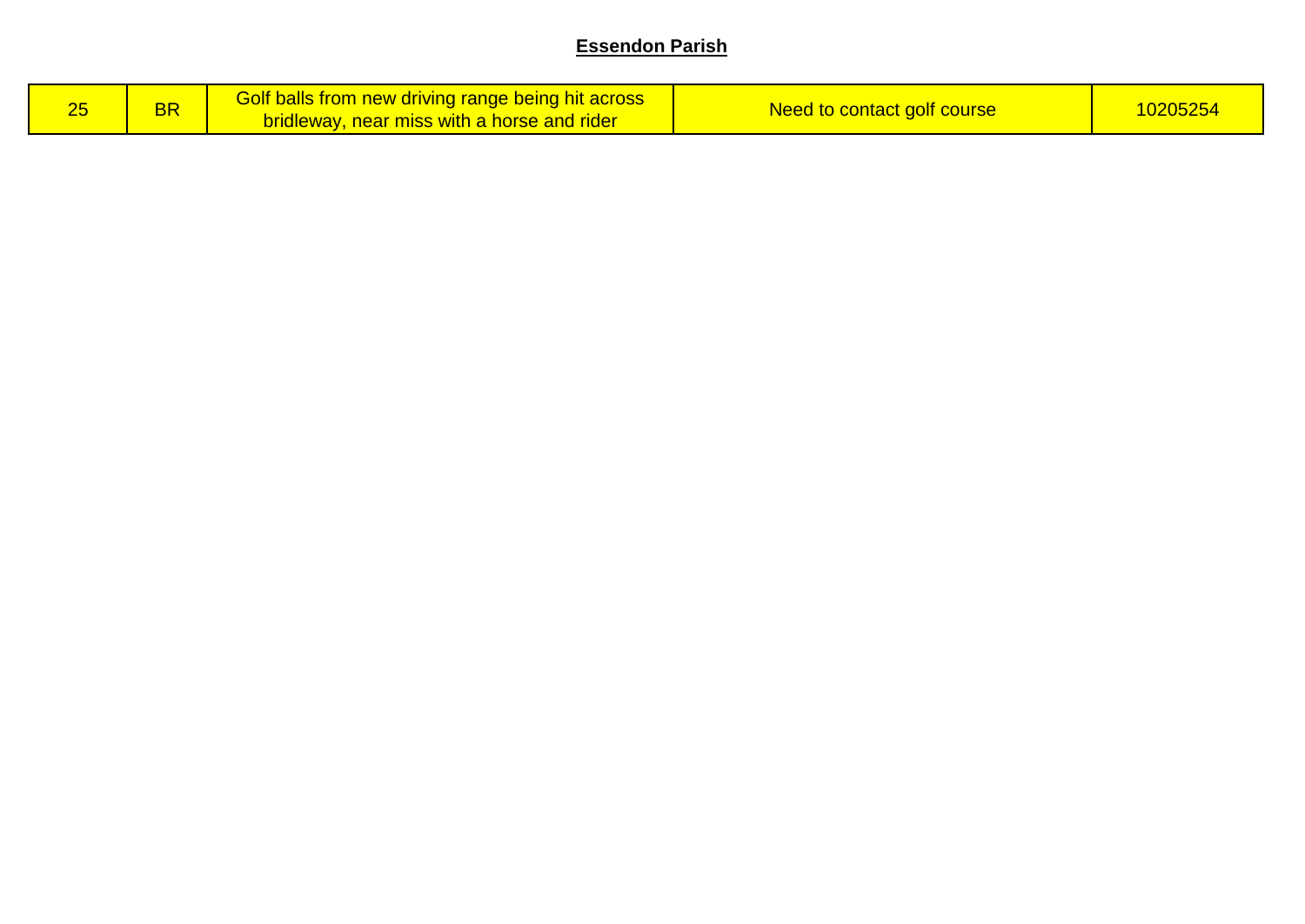**Essendon Parish**

| | | | | |
|---|---|---|---|---|
| 25 | BR | Golf balls from new driving range being hit across bridleway, near miss with a horse and rider | Need to contact golf course | 10205254 |